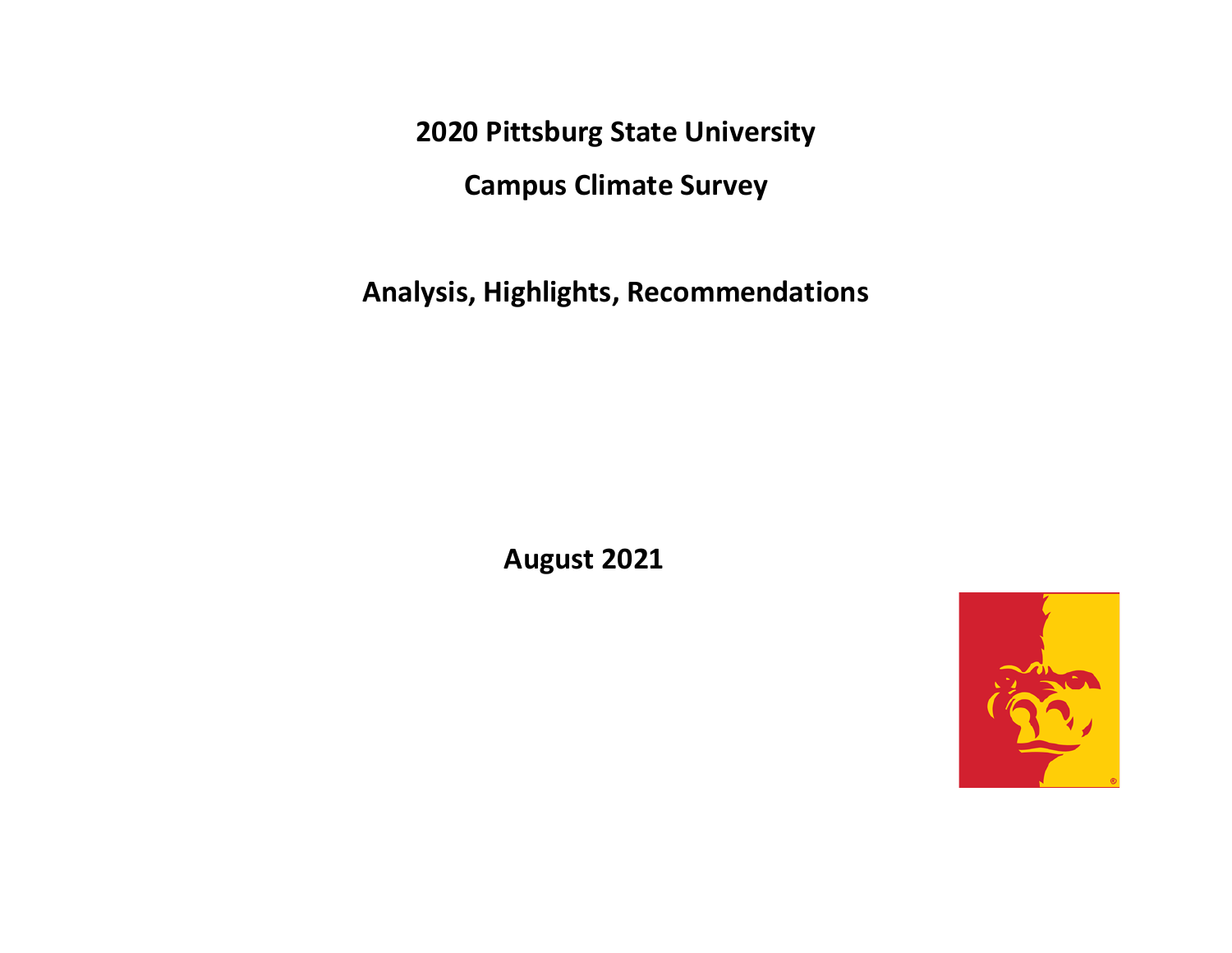# 2020 Pittsburg State University

# Campus Climate Survey

## Analysis, Highlights, Recommendations

**August 2021**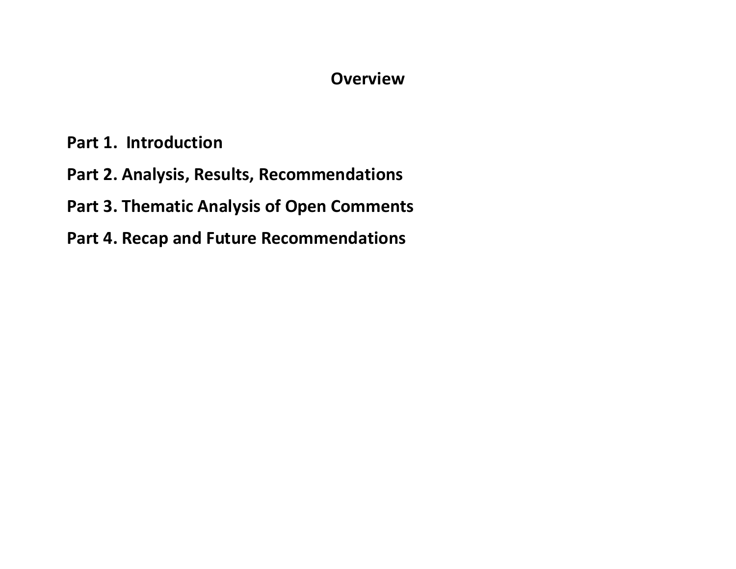# Overview

**Part 1. Introduction**

**Part 2. Analysis, Results, Recommendations**

**Part 3. Thematic Analysis of Open Comments**

**Part 4. Recap and Future Recommendations**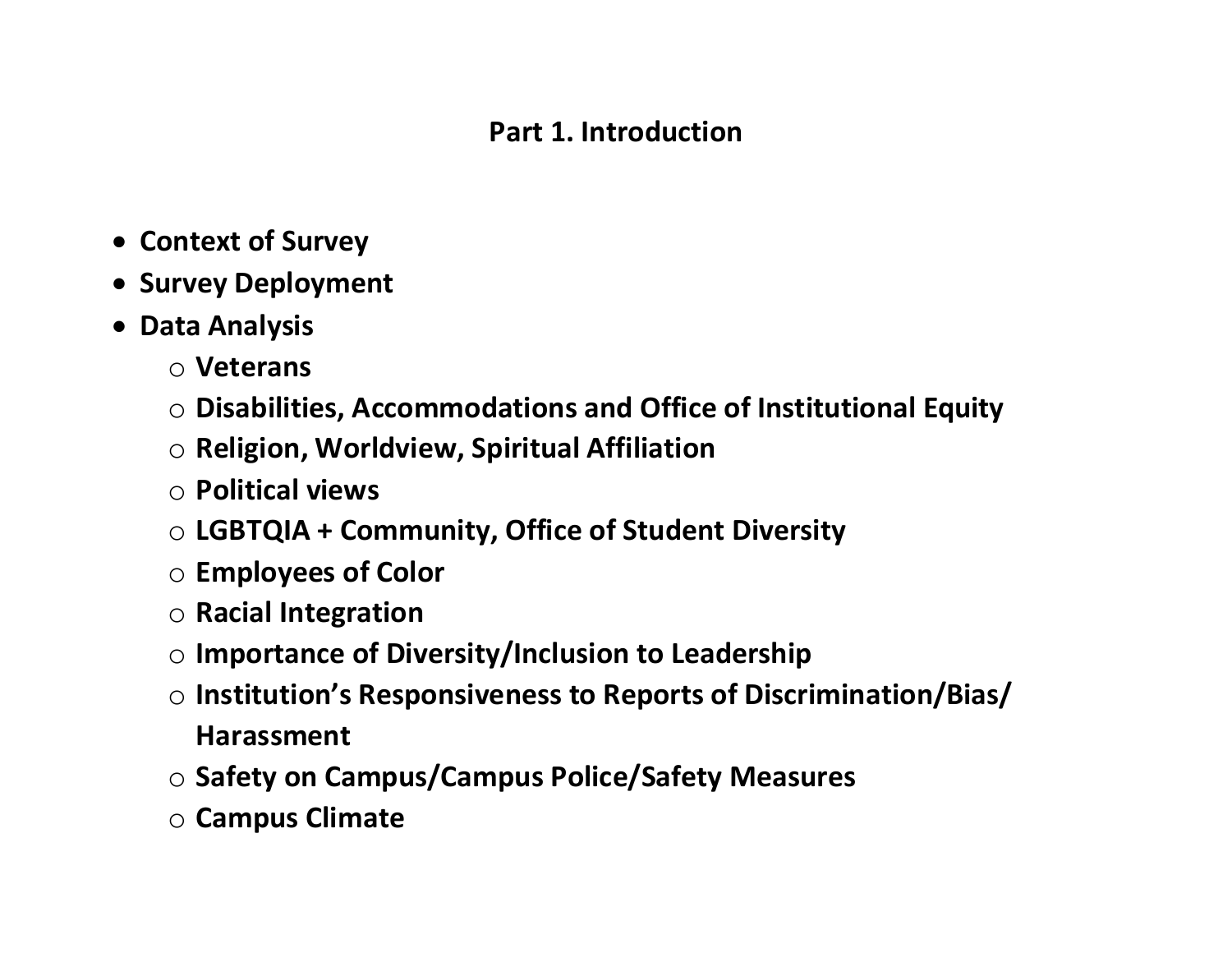# Part 1. Introduction

- **Context of Survey**
- **Survey Deployment**
- **Data Analysis**
  - **Veterans**
  - **Disabilities, Accommodations and Office of Institutional Equity**
  - **Religion, Worldview, Spiritual Affiliation**
  - **Political views**
  - **LGBTQIA + Community, Office of Student Diversity**
  - **Employees of Color**
  - **Racial Integration**
  - **Importance of Diversity/Inclusion to Leadership**
  - **Institution's Responsiveness to Reports of Discrimination/Bias/ Harassment**
  - **Safety on Campus/Campus Police/Safety Measures**
  - **Campus Climate**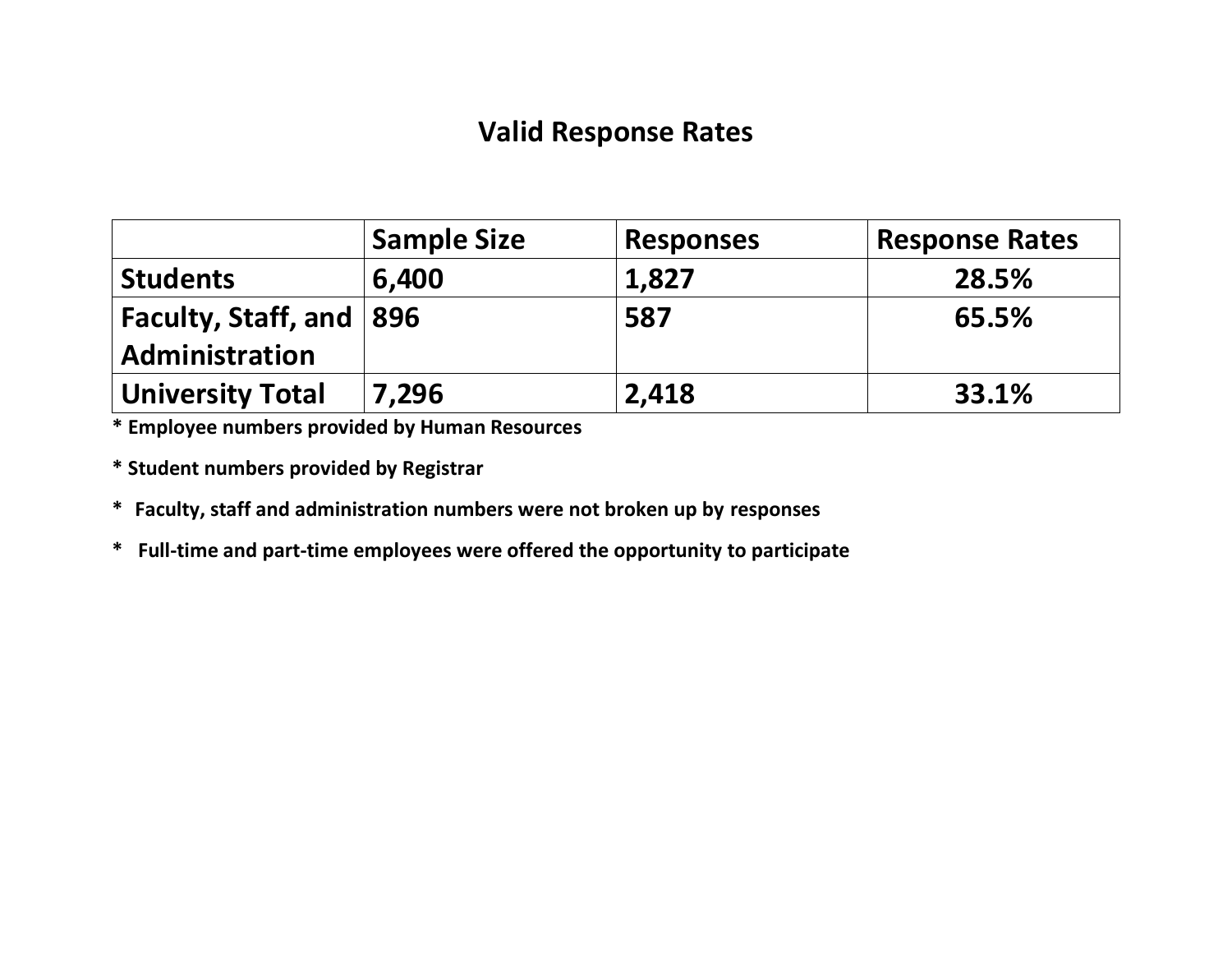# Valid Response Rates

| | Sample Size | Responses | Response Rates |
|---|---|---|---|
| **Students** | **6,400** | **1,827** | **28.5%** |
| **Faculty, Staff, and Administration** | **896** | **587** | **65.5%** |
| **University Total** | **7,296** | **2,418** | **33.1%** |

**\* Employee numbers provided by Human Resources**

**\* Student numbers provided by Registrar**

**\* Faculty, staff and administration numbers were not broken up by responses**

**\* Full-time and part-time employees were offered the opportunity to participate**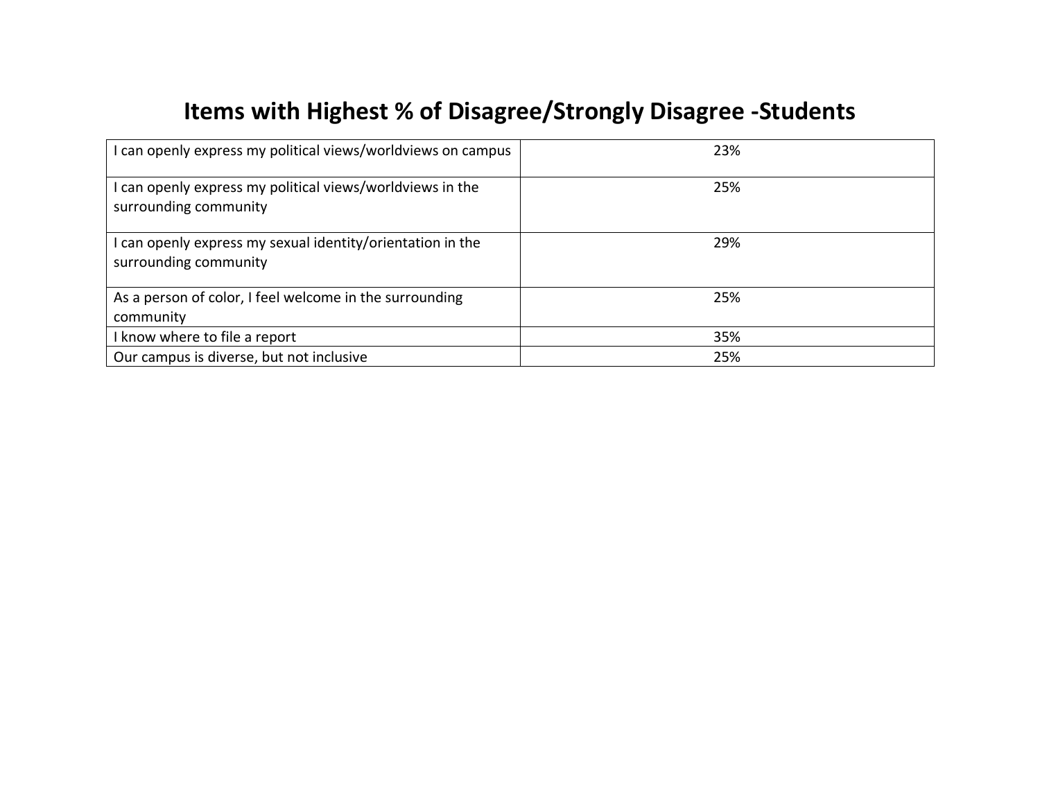# Items with Highest % of Disagree/Strongly Disagree -Students

| | |
|---|---|
| I can openly express my political views/worldviews on campus | 23% |
| I can openly express my political views/worldviews in the surrounding community | 25% |
| I can openly express my sexual identity/orientation in the surrounding community | 29% |
| As a person of color, I feel welcome in the surrounding community | 25% |
| I know where to file a report | 35% |
| Our campus is diverse, but not inclusive | 25% |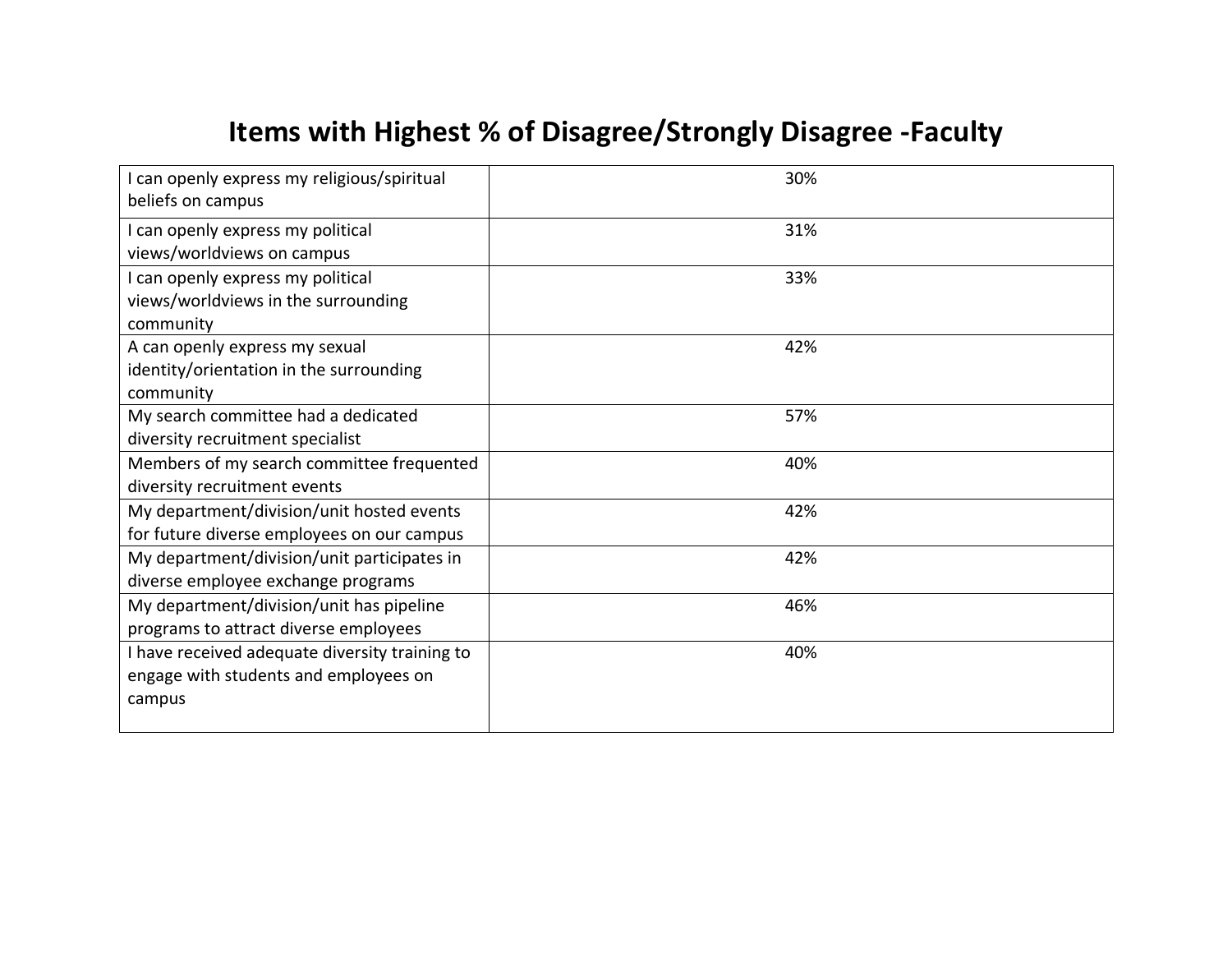# Items with Highest % of Disagree/Strongly Disagree -Faculty

| | |
|---|---|
| I can openly express my religious/spiritual beliefs on campus | 30% |
| I can openly express my political views/worldviews on campus | 31% |
| I can openly express my political views/worldviews in the surrounding community | 33% |
| A can openly express my sexual identity/orientation in the surrounding community | 42% |
| My search committee had a dedicated diversity recruitment specialist | 57% |
| Members of my search committee frequented diversity recruitment events | 40% |
| My department/division/unit hosted events for future diverse employees on our campus | 42% |
| My department/division/unit participates in diverse employee exchange programs | 42% |
| My department/division/unit has pipeline programs to attract diverse employees | 46% |
| I have received adequate diversity training to engage with students and employees on campus | 40% |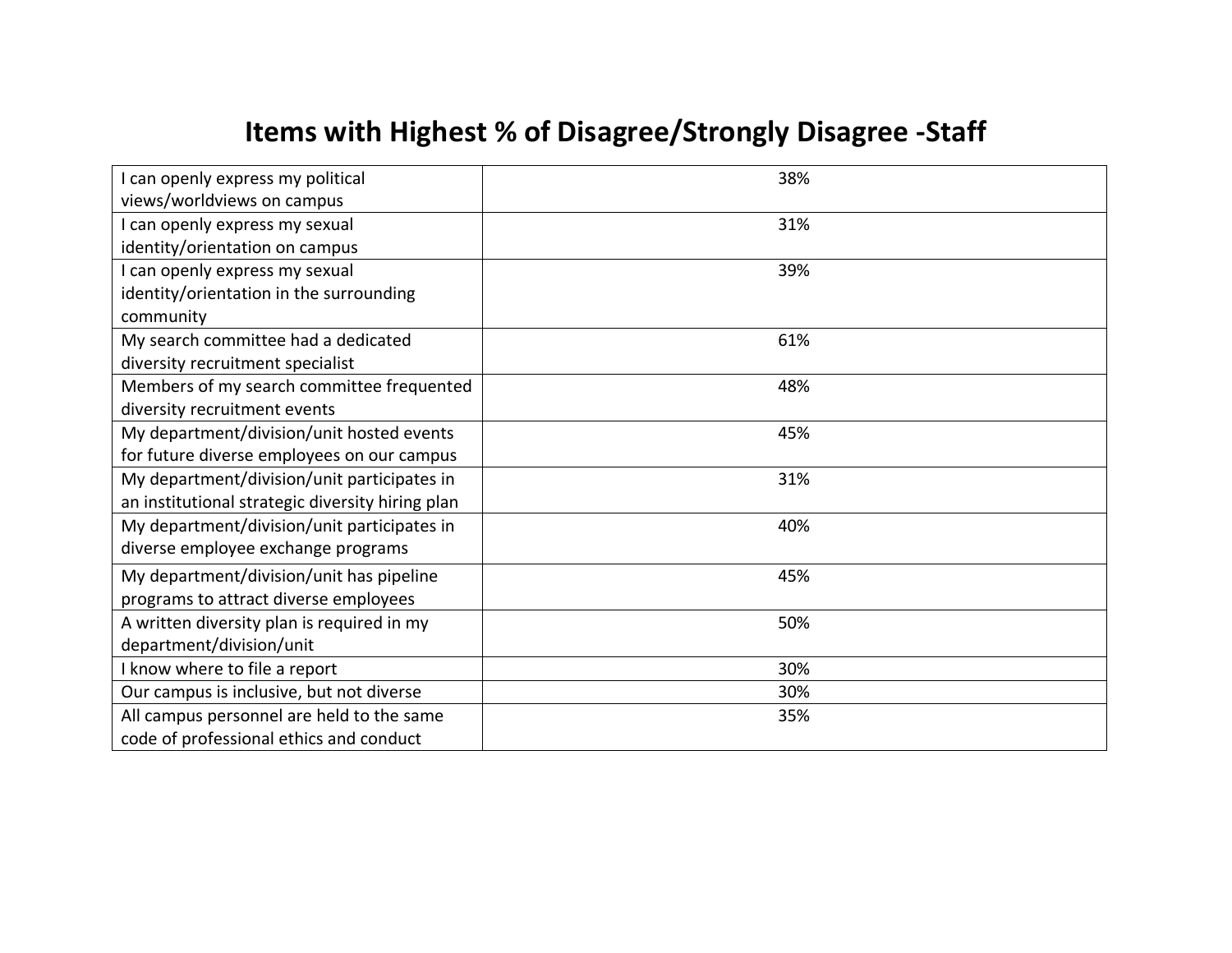# Items with Highest % of Disagree/Strongly Disagree -Staff

| | |
|---|---|
| I can openly express my political views/worldviews on campus | 38% |
| I can openly express my sexual identity/orientation on campus | 31% |
| I can openly express my sexual identity/orientation in the surrounding community | 39% |
| My search committee had a dedicated diversity recruitment specialist | 61% |
| Members of my search committee frequented diversity recruitment events | 48% |
| My department/division/unit hosted events for future diverse employees on our campus | 45% |
| My department/division/unit participates in an institutional strategic diversity hiring plan | 31% |
| My department/division/unit participates in diverse employee exchange programs | 40% |
| My department/division/unit has pipeline programs to attract diverse employees | 45% |
| A written diversity plan is required in my department/division/unit | 50% |
| I know where to file a report | 30% |
| Our campus is inclusive, but not diverse | 30% |
| All campus personnel are held to the same code of professional ethics and conduct | 35% |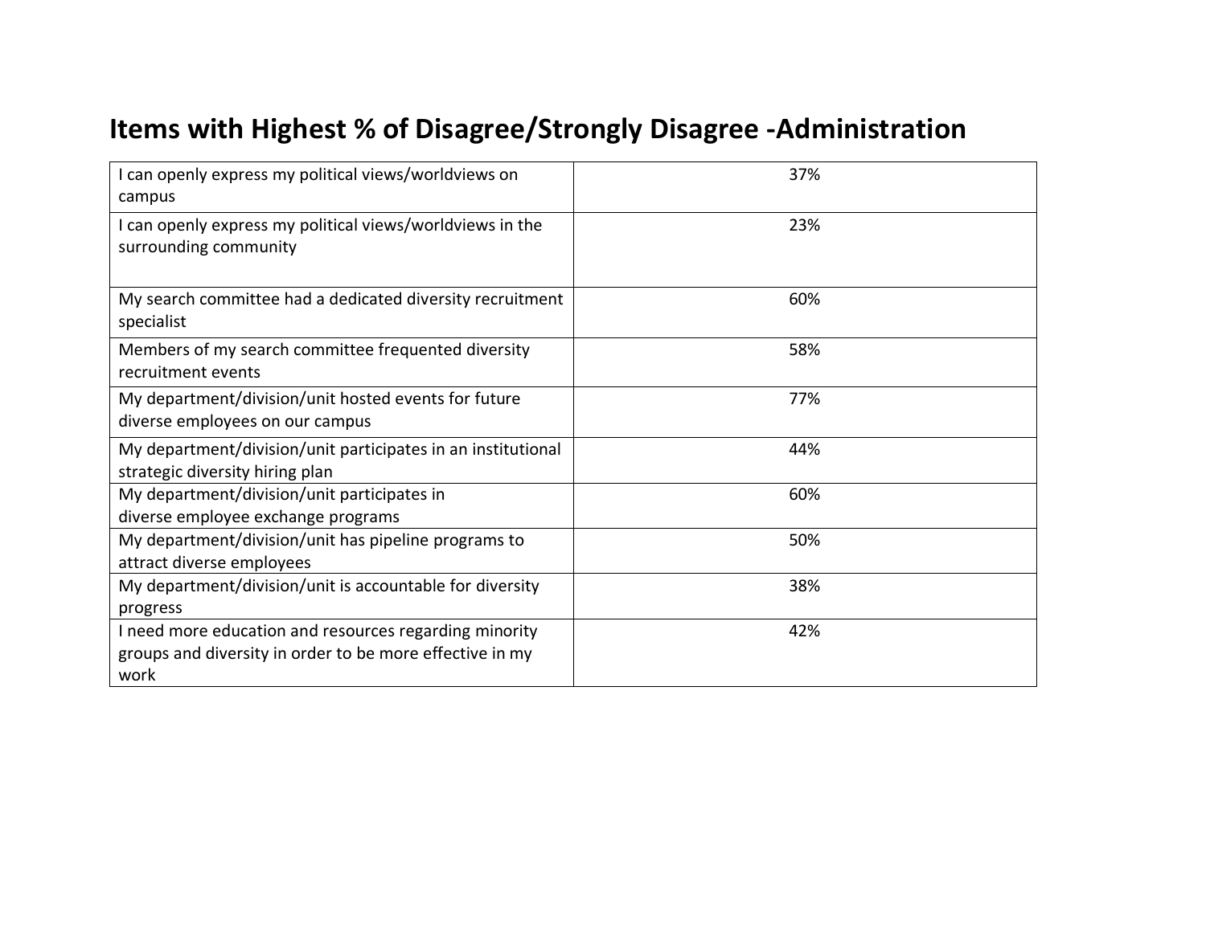## Items with Highest % of Disagree/Strongly Disagree -Administration

| Item | % |
|---|---|
| I can openly express my political views/worldviews on campus | 37% |
| I can openly express my political views/worldviews in the surrounding community | 23% |
| My search committee had a dedicated diversity recruitment specialist | 60% |
| Members of my search committee frequented diversity recruitment events | 58% |
| My department/division/unit hosted events for future diverse employees on our campus | 77% |
| My department/division/unit participates in an institutional strategic diversity hiring plan | 44% |
| My department/division/unit participates in diverse employee exchange programs | 60% |
| My department/division/unit has pipeline programs to attract diverse employees | 50% |
| My department/division/unit is accountable for diversity progress | 38% |
| I need more education and resources regarding minority groups and diversity in order to be more effective in my work | 42% |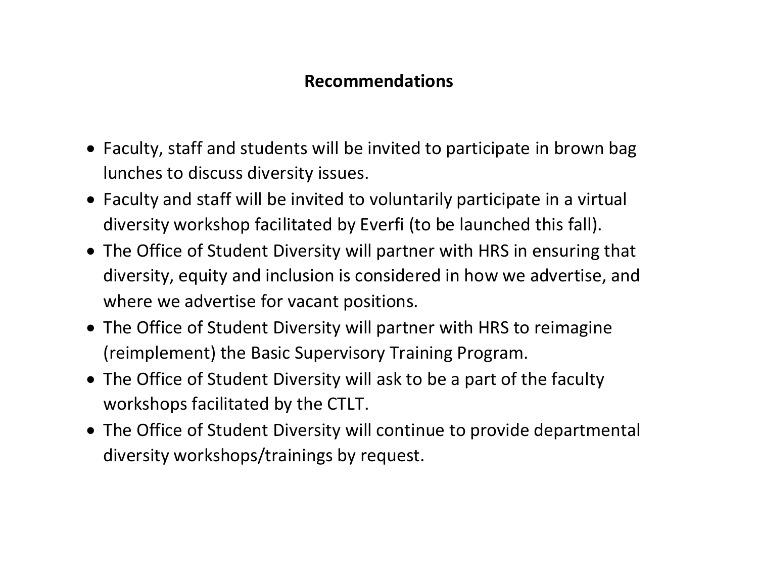## Recommendations

- Faculty, staff and students will be invited to participate in brown bag lunches to discuss diversity issues.
- Faculty and staff will be invited to voluntarily participate in a virtual diversity workshop facilitated by Everfi (to be launched this fall).
- The Office of Student Diversity will partner with HRS in ensuring that diversity, equity and inclusion is considered in how we advertise, and where we advertise for vacant positions.
- The Office of Student Diversity will partner with HRS to reimagine (reimplement) the Basic Supervisory Training Program.
- The Office of Student Diversity will ask to be a part of the faculty workshops facilitated by the CTLT.
- The Office of Student Diversity will continue to provide departmental diversity workshops/trainings by request.